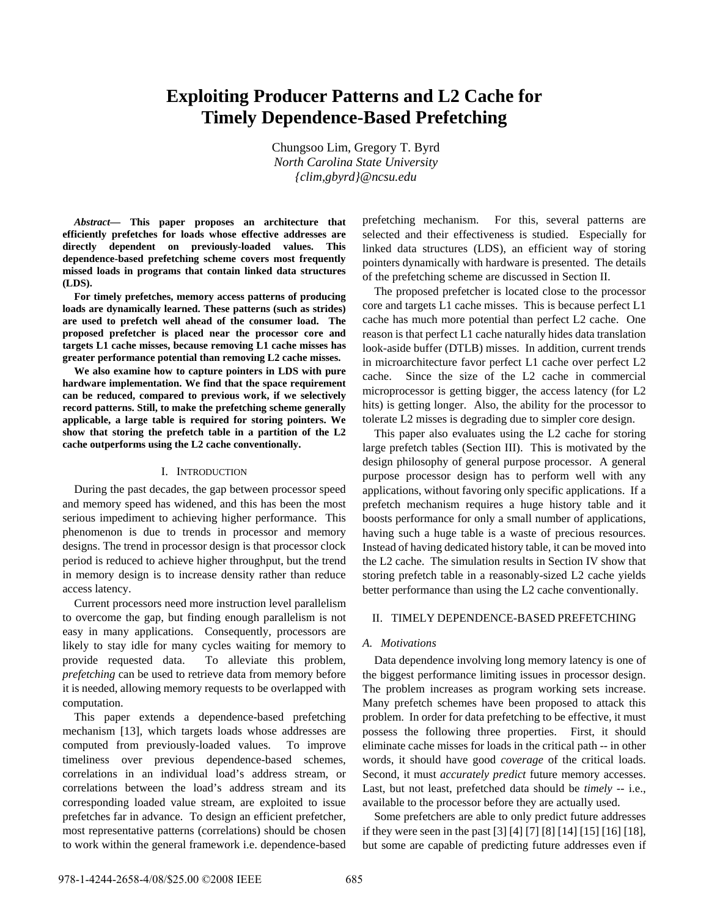# Exploiting Producer Patterns and L2 Cache for Timely Dependence-Based Prefetching

Chungsoo Lim, Gregory T. Byrd
*North Carolina State University*
*{clim,gbyrd}@ncsu.edu*

***Abstract*— This paper proposes an architecture that efficiently prefetches for loads whose effective addresses are directly dependent on previously-loaded values. This dependence-based prefetching scheme covers most frequently missed loads in programs that contain linked data structures (LDS).**

**For timely prefetches, memory access patterns of producing loads are dynamically learned. These patterns (such as strides) are used to prefetch well ahead of the consumer load. The proposed prefetcher is placed near the processor core and targets L1 cache misses, because removing L1 cache misses has greater performance potential than removing L2 cache misses.**

**We also examine how to capture pointers in LDS with pure hardware implementation. We find that the space requirement can be reduced, compared to previous work, if we selectively record patterns. Still, to make the prefetching scheme generally applicable, a large table is required for storing pointers. We show that storing the prefetch table in a partition of the L2 cache outperforms using the L2 cache conventionally.**

## I. Introduction

During the past decades, the gap between processor speed and memory speed has widened, and this has been the most serious impediment to achieving higher performance. This phenomenon is due to trends in processor and memory designs. The trend in processor design is that processor clock period is reduced to achieve higher throughput, but the trend in memory design is to increase density rather than reduce access latency.

Current processors need more instruction level parallelism to overcome the gap, but finding enough parallelism is not easy in many applications. Consequently, processors are likely to stay idle for many cycles waiting for memory to provide requested data. To alleviate this problem, *prefetching* can be used to retrieve data from memory before it is needed, allowing memory requests to be overlapped with computation.

This paper extends a dependence-based prefetching mechanism [13], which targets loads whose addresses are computed from previously-loaded values. To improve timeliness over previous dependence-based schemes, correlations in an individual load's address stream, or correlations between the load's address stream and its corresponding loaded value stream, are exploited to issue prefetches far in advance. To design an efficient prefetcher, most representative patterns (correlations) should be chosen to work within the general framework i.e. dependence-based prefetching mechanism. For this, several patterns are selected and their effectiveness is studied. Especially for linked data structures (LDS), an efficient way of storing pointers dynamically with hardware is presented. The details of the prefetching scheme are discussed in Section II.

The proposed prefetcher is located close to the processor core and targets L1 cache misses. This is because perfect L1 cache has much more potential than perfect L2 cache. One reason is that perfect L1 cache naturally hides data translation look-aside buffer (DTLB) misses. In addition, current trends in microarchitecture favor perfect L1 cache over perfect L2 cache. Since the size of the L2 cache in commercial microprocessor is getting bigger, the access latency (for L2 hits) is getting longer. Also, the ability for the processor to tolerate L2 misses is degrading due to simpler core design.

This paper also evaluates using the L2 cache for storing large prefetch tables (Section III). This is motivated by the design philosophy of general purpose processor. A general purpose processor design has to perform well with any applications, without favoring only specific applications. If a prefetch mechanism requires a huge history table and it boosts performance for only a small number of applications, having such a huge table is a waste of precious resources. Instead of having dedicated history table, it can be moved into the L2 cache. The simulation results in Section IV show that storing prefetch table in a reasonably-sized L2 cache yields better performance than using the L2 cache conventionally.

## II. Timely Dependence-Based Prefetching

### A. Motivations

Data dependence involving long memory latency is one of the biggest performance limiting issues in processor design. The problem increases as program working sets increase. Many prefetch schemes have been proposed to attack this problem. In order for data prefetching to be effective, it must possess the following three properties. First, it should eliminate cache misses for loads in the critical path -- in other words, it should have good *coverage* of the critical loads. Second, it must *accurately predict* future memory accesses. Last, but not least, prefetched data should be *timely* -- i.e., available to the processor before they are actually used.

Some prefetchers are able to only predict future addresses if they were seen in the past [3] [4] [7] [8] [14] [15] [16] [18], but some are capable of predicting future addresses even if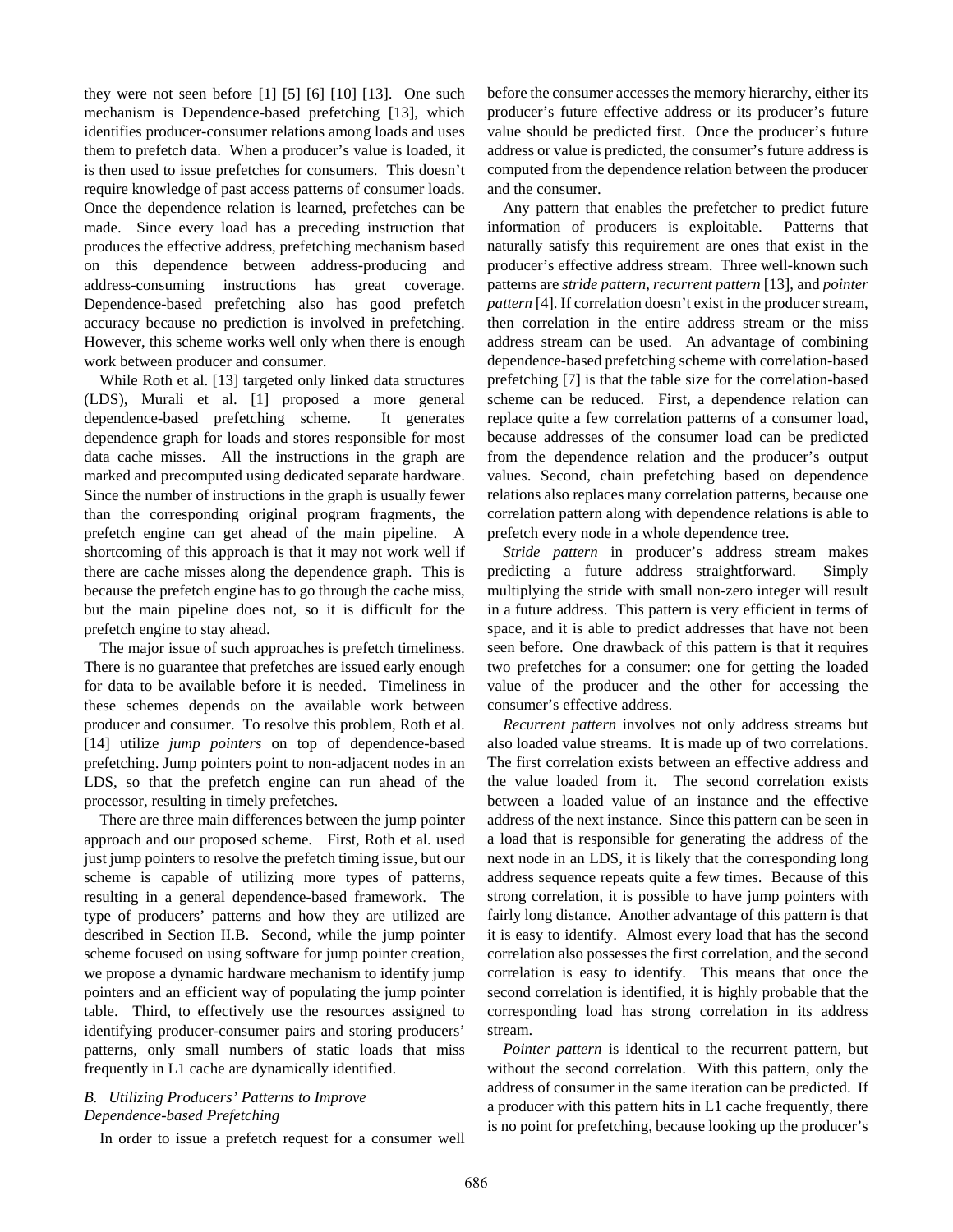they were not seen before [1] [5] [6] [10] [13]. One such mechanism is Dependence-based prefetching [13], which identifies producer-consumer relations among loads and uses them to prefetch data. When a producer's value is loaded, it is then used to issue prefetches for consumers. This doesn't require knowledge of past access patterns of consumer loads. Once the dependence relation is learned, prefetches can be made. Since every load has a preceding instruction that produces the effective address, prefetching mechanism based on this dependence between address-producing and address-consuming instructions has great coverage. Dependence-based prefetching also has good prefetch accuracy because no prediction is involved in prefetching. However, this scheme works well only when there is enough work between producer and consumer.

While Roth et al. [13] targeted only linked data structures (LDS), Murali et al. [1] proposed a more general dependence-based prefetching scheme. It generates dependence graph for loads and stores responsible for most data cache misses. All the instructions in the graph are marked and precomputed using dedicated separate hardware. Since the number of instructions in the graph is usually fewer than the corresponding original program fragments, the prefetch engine can get ahead of the main pipeline. A shortcoming of this approach is that it may not work well if there are cache misses along the dependence graph. This is because the prefetch engine has to go through the cache miss, but the main pipeline does not, so it is difficult for the prefetch engine to stay ahead.

The major issue of such approaches is prefetch timeliness. There is no guarantee that prefetches are issued early enough for data to be available before it is needed. Timeliness in these schemes depends on the available work between producer and consumer. To resolve this problem, Roth et al. [14] utilize *jump pointers* on top of dependence-based prefetching. Jump pointers point to non-adjacent nodes in an LDS, so that the prefetch engine can run ahead of the processor, resulting in timely prefetches.

There are three main differences between the jump pointer approach and our proposed scheme. First, Roth et al. used just jump pointers to resolve the prefetch timing issue, but our scheme is capable of utilizing more types of patterns, resulting in a general dependence-based framework. The type of producers' patterns and how they are utilized are described in Section II.B. Second, while the jump pointer scheme focused on using software for jump pointer creation, we propose a dynamic hardware mechanism to identify jump pointers and an efficient way of populating the jump pointer table. Third, to effectively use the resources assigned to identifying producer-consumer pairs and storing producers' patterns, only small numbers of static loads that miss frequently in L1 cache are dynamically identified.

### *B. Utilizing Producers' Patterns to Improve Dependence-based Prefetching*

In order to issue a prefetch request for a consumer well before the consumer accesses the memory hierarchy, either its producer's future effective address or its producer's future value should be predicted first. Once the producer's future address or value is predicted, the consumer's future address is computed from the dependence relation between the producer and the consumer.

Any pattern that enables the prefetcher to predict future information of producers is exploitable. Patterns that naturally satisfy this requirement are ones that exist in the producer's effective address stream. Three well-known such patterns are *stride pattern*, *recurrent pattern* [13], and *pointer pattern* [4]. If correlation doesn't exist in the producer stream, then correlation in the entire address stream or the miss address stream can be used. An advantage of combining dependence-based prefetching scheme with correlation-based prefetching [7] is that the table size for the correlation-based scheme can be reduced. First, a dependence relation can replace quite a few correlation patterns of a consumer load, because addresses of the consumer load can be predicted from the dependence relation and the producer's output values. Second, chain prefetching based on dependence relations also replaces many correlation patterns, because one correlation pattern along with dependence relations is able to prefetch every node in a whole dependence tree.

*Stride pattern* in producer's address stream makes predicting a future address straightforward. Simply multiplying the stride with small non-zero integer will result in a future address. This pattern is very efficient in terms of space, and it is able to predict addresses that have not been seen before. One drawback of this pattern is that it requires two prefetches for a consumer: one for getting the loaded value of the producer and the other for accessing the consumer's effective address.

*Recurrent pattern* involves not only address streams but also loaded value streams. It is made up of two correlations. The first correlation exists between an effective address and the value loaded from it. The second correlation exists between a loaded value of an instance and the effective address of the next instance. Since this pattern can be seen in a load that is responsible for generating the address of the next node in an LDS, it is likely that the corresponding long address sequence repeats quite a few times. Because of this strong correlation, it is possible to have jump pointers with fairly long distance. Another advantage of this pattern is that it is easy to identify. Almost every load that has the second correlation also possesses the first correlation, and the second correlation is easy to identify. This means that once the second correlation is identified, it is highly probable that the corresponding load has strong correlation in its address stream.

*Pointer pattern* is identical to the recurrent pattern, but without the second correlation. With this pattern, only the address of consumer in the same iteration can be predicted. If a producer with this pattern hits in L1 cache frequently, there is no point for prefetching, because looking up the producer's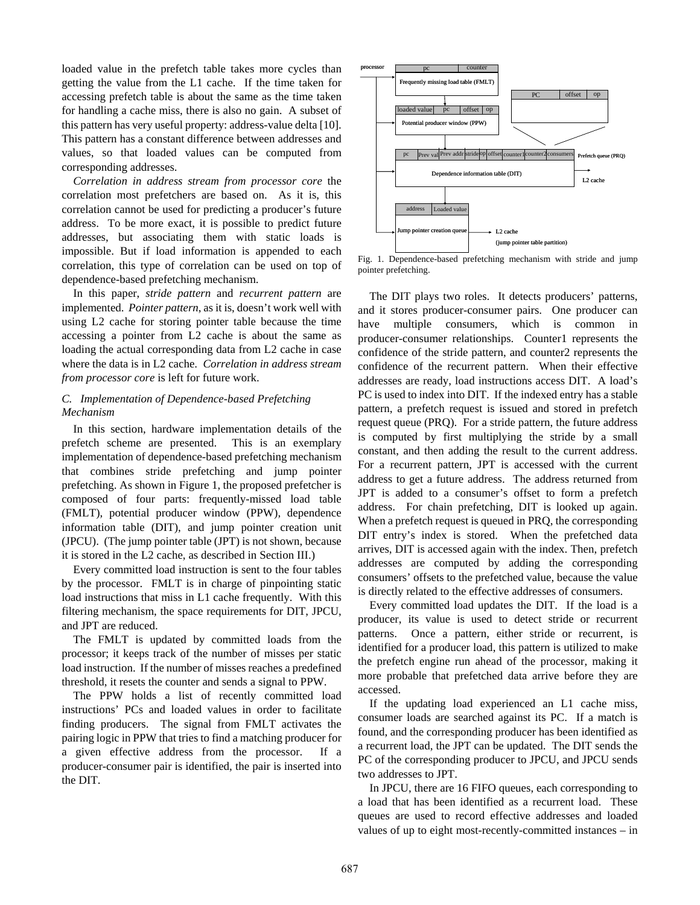loaded value in the prefetch table takes more cycles than getting the value from the L1 cache. If the time taken for accessing prefetch table is about the same as the time taken for handling a cache miss, there is also no gain. A subset of this pattern has very useful property: address-value delta [10]. This pattern has a constant difference between addresses and values, so that loaded values can be computed from corresponding addresses.

*Correlation in address stream from processor core* the correlation most prefetchers are based on. As it is, this correlation cannot be used for predicting a producer's future address. To be more exact, it is possible to predict future addresses, but associating them with static loads is impossible. But if load information is appended to each correlation, this type of correlation can be used on top of dependence-based prefetching mechanism.

In this paper, *stride pattern* and *recurrent pattern* are implemented. *Pointer pattern*, as it is, doesn't work well with using L2 cache for storing pointer table because the time accessing a pointer from L2 cache is about the same as loading the actual corresponding data from L2 cache in case where the data is in L2 cache. *Correlation in address stream from processor core* is left for future work.

### *C. Implementation of Dependence-based Prefetching Mechanism*

In this section, hardware implementation details of the prefetch scheme are presented. This is an exemplary implementation of dependence-based prefetching mechanism that combines stride prefetching and jump pointer prefetching. As shown in Figure 1, the proposed prefetcher is composed of four parts: frequently-missed load table (FMLT), potential producer window (PPW), dependence information table (DIT), and jump pointer creation unit (JPCU). (The jump pointer table (JPT) is not shown, because it is stored in the L2 cache, as described in Section III.)

Every committed load instruction is sent to the four tables by the processor. FMLT is in charge of pinpointing static load instructions that miss in L1 cache frequently. With this filtering mechanism, the space requirements for DIT, JPCU, and JPT are reduced.

The FMLT is updated by committed loads from the processor; it keeps track of the number of misses per static load instruction. If the number of misses reaches a predefined threshold, it resets the counter and sends a signal to PPW.

The PPW holds a list of recently committed load instructions' PCs and loaded values in order to facilitate finding producers. The signal from FMLT activates the pairing logic in PPW that tries to find a matching producer for a given effective address from the processor. If a producer-consumer pair is identified, the pair is inserted into the DIT.

Fig. 1. Dependence-based prefetching mechanism with stride and jump pointer prefetching.

The DIT plays two roles. It detects producers' patterns, and it stores producer-consumer pairs. One producer can have multiple consumers, which is common in producer-consumer relationships. Counter1 represents the confidence of the stride pattern, and counter2 represents the confidence of the recurrent pattern. When their effective addresses are ready, load instructions access DIT. A load's PC is used to index into DIT. If the indexed entry has a stable pattern, a prefetch request is issued and stored in prefetch request queue (PRQ). For a stride pattern, the future address is computed by first multiplying the stride by a small constant, and then adding the result to the current address. For a recurrent pattern, JPT is accessed with the current address to get a future address. The address returned from JPT is added to a consumer's offset to form a prefetch address. For chain prefetching, DIT is looked up again. When a prefetch request is queued in PRQ, the corresponding DIT entry's index is stored. When the prefetched data arrives, DIT is accessed again with the index. Then, prefetch addresses are computed by adding the corresponding consumers' offsets to the prefetched value, because the value is directly related to the effective addresses of consumers.

Every committed load updates the DIT. If the load is a producer, its value is used to detect stride or recurrent patterns. Once a pattern, either stride or recurrent, is identified for a producer load, this pattern is utilized to make the prefetch engine run ahead of the processor, making it more probable that prefetched data arrive before they are accessed.

If the updating load experienced an L1 cache miss, consumer loads are searched against its PC. If a match is found, and the corresponding producer has been identified as a recurrent load, the JPT can be updated. The DIT sends the PC of the corresponding producer to JPCU, and JPCU sends two addresses to JPT.

In JPCU, there are 16 FIFO queues, each corresponding to a load that has been identified as a recurrent load. These queues are used to record effective addresses and loaded values of up to eight most-recently-committed instances – in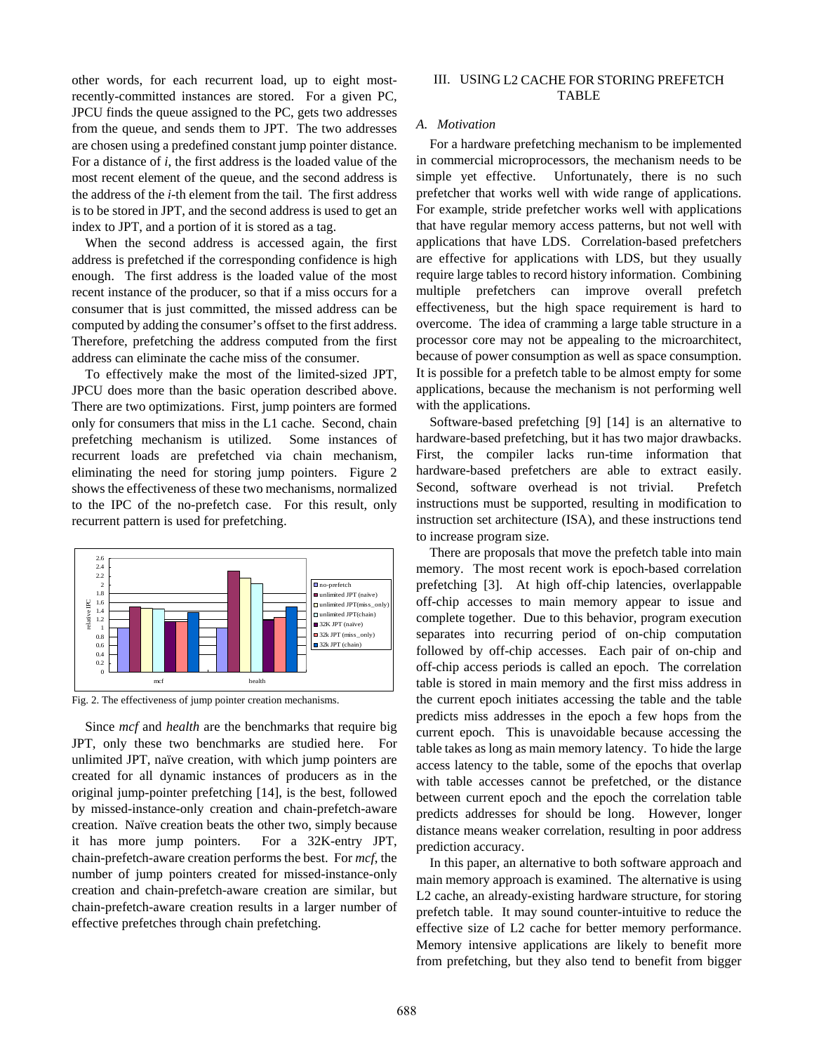other words, for each recurrent load, up to eight most-recently-committed instances are stored. For a given PC, JPCU finds the queue assigned to the PC, gets two addresses from the queue, and sends them to JPT. The two addresses are chosen using a predefined constant jump pointer distance. For a distance of *i*, the first address is the loaded value of the most recent element of the queue, and the second address is the address of the *i*-th element from the tail. The first address is to be stored in JPT, and the second address is used to get an index to JPT, and a portion of it is stored as a tag.

When the second address is accessed again, the first address is prefetched if the corresponding confidence is high enough. The first address is the loaded value of the most recent instance of the producer, so that if a miss occurs for a consumer that is just committed, the missed address can be computed by adding the consumer's offset to the first address. Therefore, prefetching the address computed from the first address can eliminate the cache miss of the consumer.

To effectively make the most of the limited-sized JPT, JPCU does more than the basic operation described above. There are two optimizations. First, jump pointers are formed only for consumers that miss in the L1 cache. Second, chain prefetching mechanism is utilized. Some instances of recurrent loads are prefetched via chain mechanism, eliminating the need for storing jump pointers. Figure 2 shows the effectiveness of these two mechanisms, normalized to the IPC of the no-prefetch case. For this result, only recurrent pattern is used for prefetching.

Fig. 2. The effectiveness of jump pointer creation mechanisms.

Since *mcf* and *health* are the benchmarks that require big JPT, only these two benchmarks are studied here. For unlimited JPT, naïve creation, with which jump pointers are created for all dynamic instances of producers as in the original jump-pointer prefetching [14], is the best, followed by missed-instance-only creation and chain-prefetch-aware creation. Naïve creation beats the other two, simply because it has more jump pointers. For a 32K-entry JPT, chain-prefetch-aware creation performs the best. For *mcf*, the number of jump pointers created for missed-instance-only creation and chain-prefetch-aware creation are similar, but chain-prefetch-aware creation results in a larger number of effective prefetches through chain prefetching.

## III. Using L2 Cache for Storing Prefetch Table

### A. Motivation

For a hardware prefetching mechanism to be implemented in commercial microprocessors, the mechanism needs to be simple yet effective. Unfortunately, there is no such prefetcher that works well with wide range of applications. For example, stride prefetcher works well with applications that have regular memory access patterns, but not well with applications that have LDS. Correlation-based prefetchers are effective for applications with LDS, but they usually require large tables to record history information. Combining multiple prefetchers can improve overall prefetch effectiveness, but the high space requirement is hard to overcome. The idea of cramming a large table structure in a processor core may not be appealing to the microarchitect, because of power consumption as well as space consumption. It is possible for a prefetch table to be almost empty for some applications, because the mechanism is not performing well with the applications.

Software-based prefetching [9] [14] is an alternative to hardware-based prefetching, but it has two major drawbacks. First, the compiler lacks run-time information that hardware-based prefetchers are able to extract easily. Second, software overhead is not trivial. Prefetch instructions must be supported, resulting in modification to instruction set architecture (ISA), and these instructions tend to increase program size.

There are proposals that move the prefetch table into main memory. The most recent work is epoch-based correlation prefetching [3]. At high off-chip latencies, overlappable off-chip accesses to main memory appear to issue and complete together. Due to this behavior, program execution separates into recurring period of on-chip computation followed by off-chip accesses. Each pair of on-chip and off-chip access periods is called an epoch. The correlation table is stored in main memory and the first miss address in the current epoch initiates accessing the table and the table predicts miss addresses in the epoch a few hops from the current epoch. This is unavoidable because accessing the table takes as long as main memory latency. To hide the large access latency to the table, some of the epochs that overlap with table accesses cannot be prefetched, or the distance between current epoch and the epoch the correlation table predicts addresses for should be long. However, longer distance means weaker correlation, resulting in poor address prediction accuracy.

In this paper, an alternative to both software approach and main memory approach is examined. The alternative is using L2 cache, an already-existing hardware structure, for storing prefetch table. It may sound counter-intuitive to reduce the effective size of L2 cache for better memory performance. Memory intensive applications are likely to benefit more from prefetching, but they also tend to benefit from bigger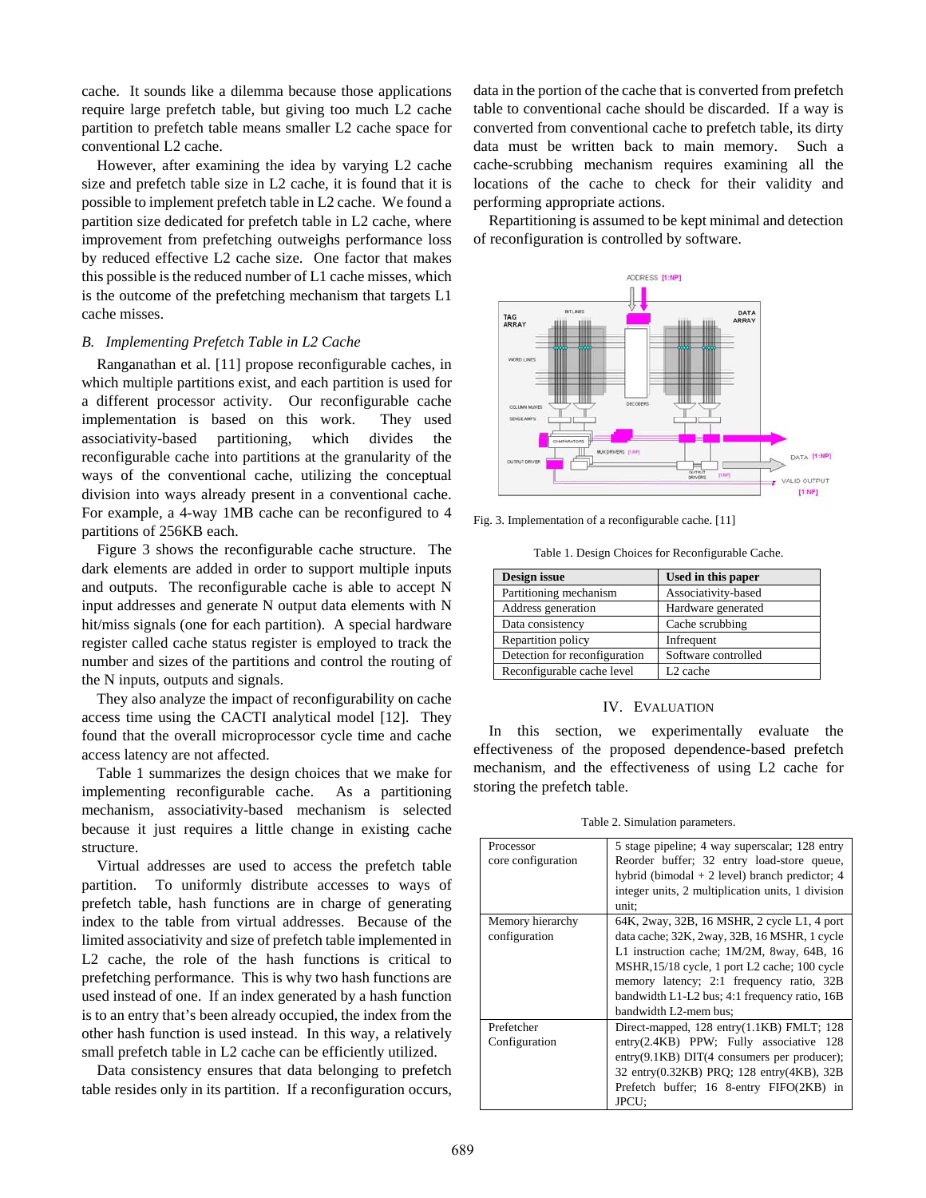cache. It sounds like a dilemma because those applications require large prefetch table, but giving too much L2 cache partition to prefetch table means smaller L2 cache space for conventional L2 cache.

However, after examining the idea by varying L2 cache size and prefetch table size in L2 cache, it is found that it is possible to implement prefetch table in L2 cache. We found a partition size dedicated for prefetch table in L2 cache, where improvement from prefetching outweighs performance loss by reduced effective L2 cache size. One factor that makes this possible is the reduced number of L1 cache misses, which is the outcome of the prefetching mechanism that targets L1 cache misses.

### *B. Implementing Prefetch Table in L2 Cache*

Ranganathan et al. [11] propose reconfigurable caches, in which multiple partitions exist, and each partition is used for a different processor activity. Our reconfigurable cache implementation is based on this work. They used associativity-based partitioning, which divides the reconfigurable cache into partitions at the granularity of the ways of the conventional cache, utilizing the conceptual division into ways already present in a conventional cache. For example, a 4-way 1MB cache can be reconfigured to 4 partitions of 256KB each.

Figure 3 shows the reconfigurable cache structure. The dark elements are added in order to support multiple inputs and outputs. The reconfigurable cache is able to accept N input addresses and generate N output data elements with N hit/miss signals (one for each partition). A special hardware register called cache status register is employed to track the number and sizes of the partitions and control the routing of the N inputs, outputs and signals.

They also analyze the impact of reconfigurability on cache access time using the CACTI analytical model [12]. They found that the overall microprocessor cycle time and cache access latency are not affected.

Table 1 summarizes the design choices that we make for implementing reconfigurable cache. As a partitioning mechanism, associativity-based mechanism is selected because it just requires a little change in existing cache structure.

Virtual addresses are used to access the prefetch table partition. To uniformly distribute accesses to ways of prefetch table, hash functions are in charge of generating index to the table from virtual addresses. Because of the limited associativity and size of prefetch table implemented in L2 cache, the role of the hash functions is critical to prefetching performance. This is why two hash functions are used instead of one. If an index generated by a hash function is to an entry that's been already occupied, the index from the other hash function is used instead. In this way, a relatively small prefetch table in L2 cache can be efficiently utilized.

Data consistency ensures that data belonging to prefetch table resides only in its partition. If a reconfiguration occurs, data in the portion of the cache that is converted from prefetch table to conventional cache should be discarded. If a way is converted from conventional cache to prefetch table, its dirty data must be written back to main memory. Such a cache-scrubbing mechanism requires examining all the locations of the cache to check for their validity and performing appropriate actions.

Repartitioning is assumed to be kept minimal and detection of reconfiguration is controlled by software.

Fig. 3. Implementation of a reconfigurable cache. [11]

Table 1. Design Choices for Reconfigurable Cache.

| Design issue | Used in this paper |
|---|---|
| Partitioning mechanism | Associativity-based |
| Address generation | Hardware generated |
| Data consistency | Cache scrubbing |
| Repartition policy | Infrequent |
| Detection for reconfiguration | Software controlled |
| Reconfigurable cache level | L2 cache |

## IV. Evaluation

In this section, we experimentally evaluate the effectiveness of the proposed dependence-based prefetch mechanism, and the effectiveness of using L2 cache for storing the prefetch table.

Table 2. Simulation parameters.

| | |
|---|---|
| Processor core configuration | 5 stage pipeline; 4 way superscalar; 128 entry Reorder buffer; 32 entry load-store queue, hybrid (bimodal + 2 level) branch predictor; 4 integer units, 2 multiplication units, 1 division unit; |
| Memory hierarchy configuration | 64K, 2way, 32B, 16 MSHR, 2 cycle L1, 4 port data cache; 32K, 2way, 32B, 16 MSHR, 1 cycle L1 instruction cache; 1M/2M, 8way, 64B, 16 MSHR,15/18 cycle, 1 port L2 cache; 100 cycle memory latency; 2:1 frequency ratio, 32B bandwidth L1-L2 bus; 4:1 frequency ratio, 16B bandwidth L2-mem bus; |
| Prefetcher Configuration | Direct-mapped, 128 entry(1.1KB) FMLT; 128 entry(2.4KB) PPW; Fully associative 128 entry(9.1KB) DIT(4 consumers per producer); 32 entry(0.32KB) PRQ; 128 entry(4KB), 32B Prefetch buffer; 16 8-entry FIFO(2KB) in JPCU; |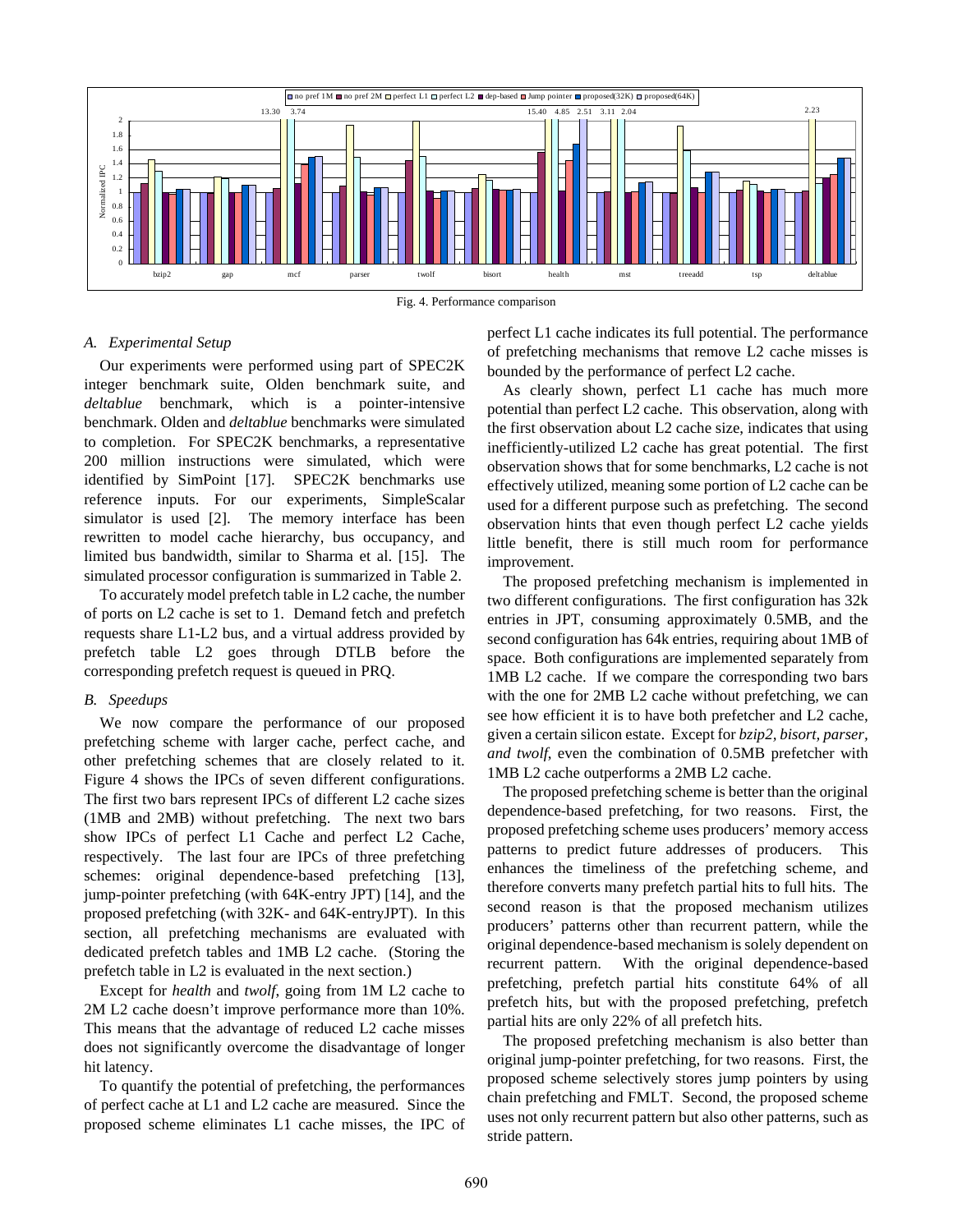Fig. 4. Performance comparison

### A. Experimental Setup

Our experiments were performed using part of SPEC2K integer benchmark suite, Olden benchmark suite, and *deltablue* benchmark, which is a pointer-intensive benchmark. Olden and *deltablue* benchmarks were simulated to completion. For SPEC2K benchmarks, a representative 200 million instructions were simulated, which were identified by SimPoint [17]. SPEC2K benchmarks use reference inputs. For our experiments, SimpleScalar simulator is used [2]. The memory interface has been rewritten to model cache hierarchy, bus occupancy, and limited bus bandwidth, similar to Sharma et al. [15]. The simulated processor configuration is summarized in Table 2.

To accurately model prefetch table in L2 cache, the number of ports on L2 cache is set to 1. Demand fetch and prefetch requests share L1-L2 bus, and a virtual address provided by prefetch table L2 goes through DTLB before the corresponding prefetch request is queued in PRQ.

### B. Speedups

We now compare the performance of our proposed prefetching scheme with larger cache, perfect cache, and other prefetching schemes that are closely related to it. Figure 4 shows the IPCs of seven different configurations. The first two bars represent IPCs of different L2 cache sizes (1MB and 2MB) without prefetching. The next two bars show IPCs of perfect L1 Cache and perfect L2 Cache, respectively. The last four are IPCs of three prefetching schemes: original dependence-based prefetching [13], jump-pointer prefetching (with 64K-entry JPT) [14], and the proposed prefetching (with 32K- and 64K-entryJPT). In this section, all prefetching mechanisms are evaluated with dedicated prefetch tables and 1MB L2 cache. (Storing the prefetch table in L2 is evaluated in the next section.)

Except for *health* and *twolf*, going from 1M L2 cache to 2M L2 cache doesn't improve performance more than 10%. This means that the advantage of reduced L2 cache misses does not significantly overcome the disadvantage of longer hit latency.

To quantify the potential of prefetching, the performances of perfect cache at L1 and L2 cache are measured. Since the proposed scheme eliminates L1 cache misses, the IPC of perfect L1 cache indicates its full potential. The performance of prefetching mechanisms that remove L2 cache misses is bounded by the performance of perfect L2 cache.

As clearly shown, perfect L1 cache has much more potential than perfect L2 cache. This observation, along with the first observation about L2 cache size, indicates that using inefficiently-utilized L2 cache has great potential. The first observation shows that for some benchmarks, L2 cache is not effectively utilized, meaning some portion of L2 cache can be used for a different purpose such as prefetching. The second observation hints that even though perfect L2 cache yields little benefit, there is still much room for performance improvement.

The proposed prefetching mechanism is implemented in two different configurations. The first configuration has 32k entries in JPT, consuming approximately 0.5MB, and the second configuration has 64k entries, requiring about 1MB of space. Both configurations are implemented separately from 1MB L2 cache. If we compare the corresponding two bars with the one for 2MB L2 cache without prefetching, we can see how efficient it is to have both prefetcher and L2 cache, given a certain silicon estate. Except for *bzip2, bisort, parser, and twolf,* even the combination of 0.5MB prefetcher with 1MB L2 cache outperforms a 2MB L2 cache.

The proposed prefetching scheme is better than the original dependence-based prefetching, for two reasons. First, the proposed prefetching scheme uses producers' memory access patterns to predict future addresses of producers. This enhances the timeliness of the prefetching scheme, and therefore converts many prefetch partial hits to full hits. The second reason is that the proposed mechanism utilizes producers' patterns other than recurrent pattern, while the original dependence-based mechanism is solely dependent on recurrent pattern. With the original dependence-based prefetching, prefetch partial hits constitute 64% of all prefetch hits, but with the proposed prefetching, prefetch partial hits are only 22% of all prefetch hits.

The proposed prefetching mechanism is also better than original jump-pointer prefetching, for two reasons. First, the proposed scheme selectively stores jump pointers by using chain prefetching and FMLT. Second, the proposed scheme uses not only recurrent pattern but also other patterns, such as stride pattern.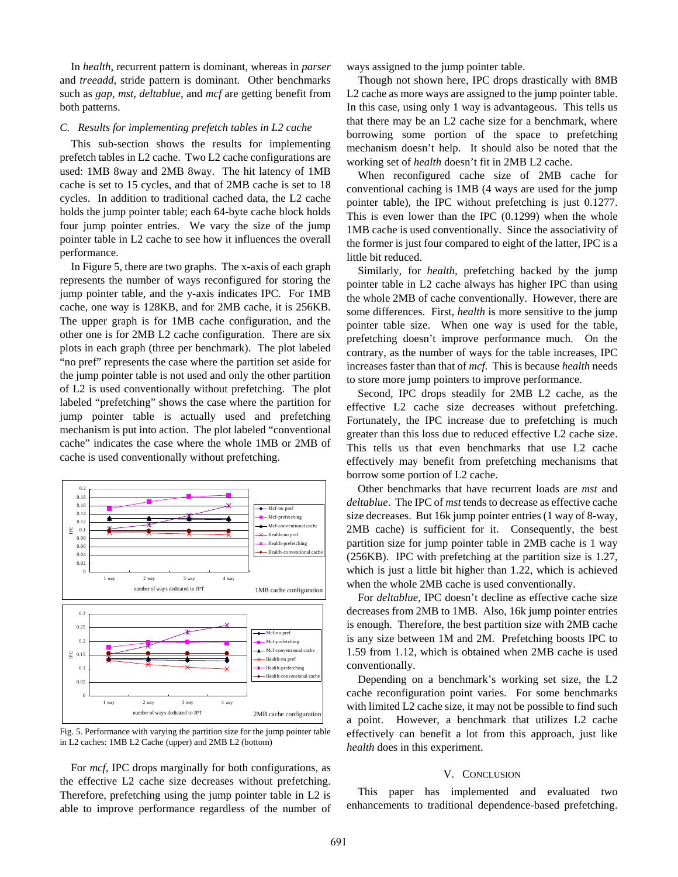In *health*, recurrent pattern is dominant, whereas in *parser* and *treeadd*, stride pattern is dominant. Other benchmarks such as *gap*, *mst*, *deltablue*, and *mcf* are getting benefit from both patterns.

### *C. Results for implementing prefetch tables in L2 cache*

This sub-section shows the results for implementing prefetch tables in L2 cache. Two L2 cache configurations are used: 1MB 8way and 2MB 8way. The hit latency of 1MB cache is set to 15 cycles, and that of 2MB cache is set to 18 cycles. In addition to traditional cached data, the L2 cache holds the jump pointer table; each 64-byte cache block holds four jump pointer entries. We vary the size of the jump pointer table in L2 cache to see how it influences the overall performance.

In Figure 5, there are two graphs. The x-axis of each graph represents the number of ways reconfigured for storing the jump pointer table, and the y-axis indicates IPC. For 1MB cache, one way is 128KB, and for 2MB cache, it is 256KB. The upper graph is for 1MB cache configuration, and the other one is for 2MB L2 cache configuration. There are six plots in each graph (three per benchmark). The plot labeled "no pref" represents the case where the partition set aside for the jump pointer table is not used and only the other partition of L2 is used conventionally without prefetching. The plot labeled "prefetching" shows the case where the partition for jump pointer table is actually used and prefetching mechanism is put into action. The plot labeled "conventional cache" indicates the case where the whole 1MB or 2MB of cache is used conventionally without prefetching.

Fig. 5. Performance with varying the partition size for the jump pointer table in L2 caches: 1MB L2 Cache (upper) and 2MB L2 (bottom)

For *mcf*, IPC drops marginally for both configurations, as the effective L2 cache size decreases without prefetching. Therefore, prefetching using the jump pointer table in L2 is able to improve performance regardless of the number of ways assigned to the jump pointer table.

Though not shown here, IPC drops drastically with 8MB L2 cache as more ways are assigned to the jump pointer table. In this case, using only 1 way is advantageous. This tells us that there may be an L2 cache size for a benchmark, where borrowing some portion of the space to prefetching mechanism doesn't help. It should also be noted that the working set of *health* doesn't fit in 2MB L2 cache.

When reconfigured cache size of 2MB cache for conventional caching is 1MB (4 ways are used for the jump pointer table), the IPC without prefetching is just 0.1277. This is even lower than the IPC (0.1299) when the whole 1MB cache is used conventionally. Since the associativity of the former is just four compared to eight of the latter, IPC is a little bit reduced.

Similarly, for *health*, prefetching backed by the jump pointer table in L2 cache always has higher IPC than using the whole 2MB of cache conventionally. However, there are some differences. First, *health* is more sensitive to the jump pointer table size. When one way is used for the table, prefetching doesn't improve performance much. On the contrary, as the number of ways for the table increases, IPC increases faster than that of *mcf.* This is because *health* needs to store more jump pointers to improve performance.

Second, IPC drops steadily for 2MB L2 cache, as the effective L2 cache size decreases without prefetching. Fortunately, the IPC increase due to prefetching is much greater than this loss due to reduced effective L2 cache size. This tells us that even benchmarks that use L2 cache effectively may benefit from prefetching mechanisms that borrow some portion of L2 cache.

Other benchmarks that have recurrent loads are *mst* and *deltablue*. The IPC of *mst* tends to decrease as effective cache size decreases. But 16k jump pointer entries (1 way of 8-way, 2MB cache) is sufficient for it. Consequently, the best partition size for jump pointer table in 2MB cache is 1 way (256KB). IPC with prefetching at the partition size is 1.27, which is just a little bit higher than 1.22, which is achieved when the whole 2MB cache is used conventionally.

For *deltablue*, IPC doesn't decline as effective cache size decreases from 2MB to 1MB. Also, 16k jump pointer entries is enough. Therefore, the best partition size with 2MB cache is any size between 1M and 2M. Prefetching boosts IPC to 1.59 from 1.12, which is obtained when 2MB cache is used conventionally.

Depending on a benchmark's working set size, the L2 cache reconfiguration point varies. For some benchmarks with limited L2 cache size, it may not be possible to find such a point. However, a benchmark that utilizes L2 cache effectively can benefit a lot from this approach, just like *health* does in this experiment.

## V. Conclusion

This paper has implemented and evaluated two enhancements to traditional dependence-based prefetching.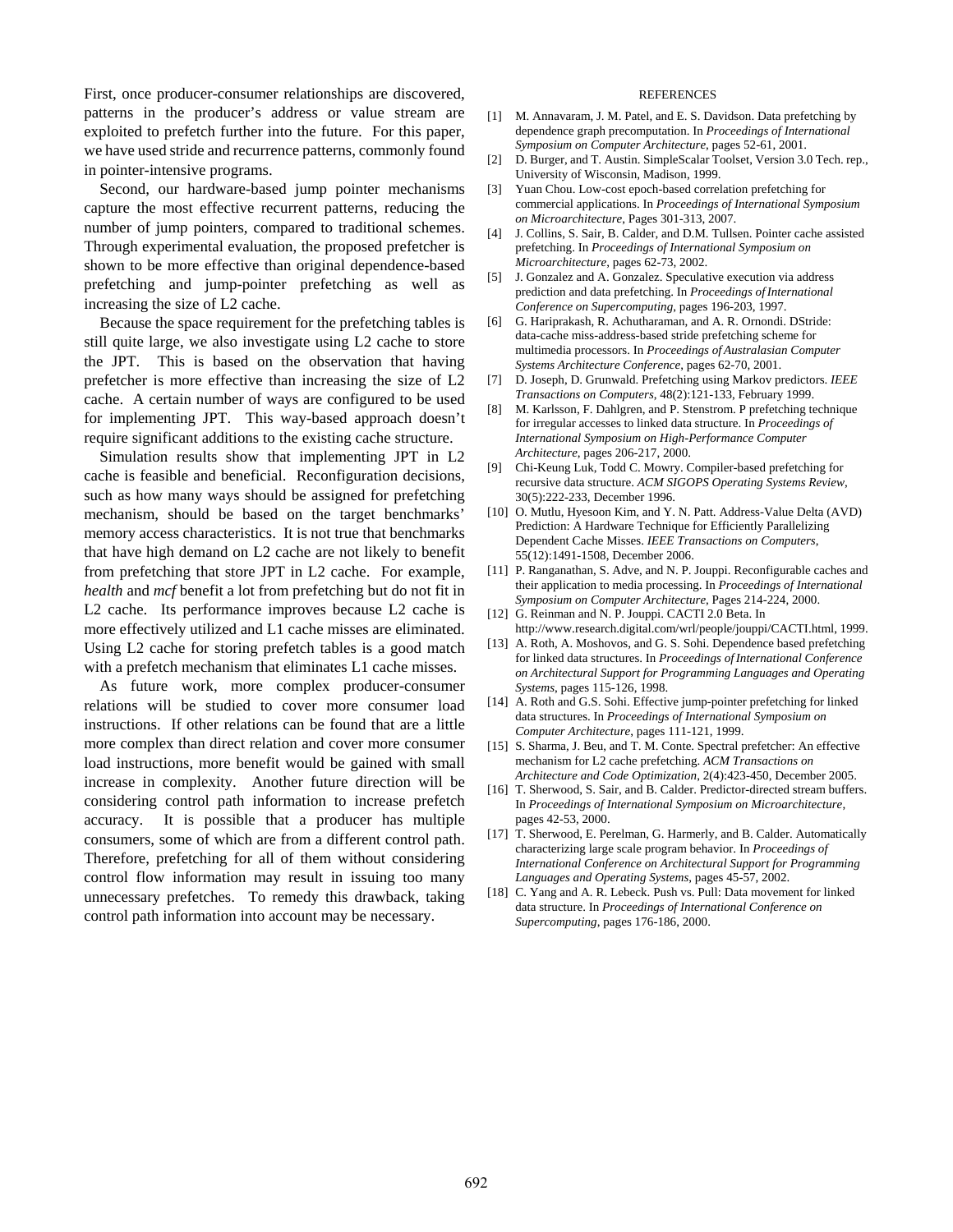First, once producer-consumer relationships are discovered, patterns in the producer's address or value stream are exploited to prefetch further into the future. For this paper, we have used stride and recurrence patterns, commonly found in pointer-intensive programs.

Second, our hardware-based jump pointer mechanisms capture the most effective recurrent patterns, reducing the number of jump pointers, compared to traditional schemes. Through experimental evaluation, the proposed prefetcher is shown to be more effective than original dependence-based prefetching and jump-pointer prefetching as well as increasing the size of L2 cache.

Because the space requirement for the prefetching tables is still quite large, we also investigate using L2 cache to store the JPT. This is based on the observation that having prefetcher is more effective than increasing the size of L2 cache. A certain number of ways are configured to be used for implementing JPT. This way-based approach doesn't require significant additions to the existing cache structure.

Simulation results show that implementing JPT in L2 cache is feasible and beneficial. Reconfiguration decisions, such as how many ways should be assigned for prefetching mechanism, should be based on the target benchmarks' memory access characteristics. It is not true that benchmarks that have high demand on L2 cache are not likely to benefit from prefetching that store JPT in L2 cache. For example, *health* and *mcf* benefit a lot from prefetching but do not fit in L2 cache. Its performance improves because L2 cache is more effectively utilized and L1 cache misses are eliminated. Using L2 cache for storing prefetch tables is a good match with a prefetch mechanism that eliminates L1 cache misses.

As future work, more complex producer-consumer relations will be studied to cover more consumer load instructions. If other relations can be found that are a little more complex than direct relation and cover more consumer load instructions, more benefit would be gained with small increase in complexity. Another future direction will be considering control path information to increase prefetch accuracy. It is possible that a producer has multiple consumers, some of which are from a different control path. Therefore, prefetching for all of them without considering control flow information may result in issuing too many unnecessary prefetches. To remedy this drawback, taking control path information into account may be necessary.

## REFERENCES

[1] M. Annavaram, J. M. Patel, and E. S. Davidson. Data prefetching by dependence graph precomputation. In *Proceedings of International Symposium on Computer Architecture*, pages 52-61, 2001.

[2] D. Burger, and T. Austin. SimpleScalar Toolset, Version 3.0 Tech. rep., University of Wisconsin, Madison, 1999.

[3] Yuan Chou. Low-cost epoch-based correlation prefetching for commercial applications. In *Proceedings of International Symposium on Microarchitecture*, Pages 301-313, 2007.

[4] J. Collins, S. Sair, B. Calder, and D.M. Tullsen. Pointer cache assisted prefetching. In *Proceedings of International Symposium on Microarchitecture*, pages 62-73, 2002.

[5] J. Gonzalez and A. Gonzalez. Speculative execution via address prediction and data prefetching. In *Proceedings of International Conference on Supercomputing*, pages 196-203, 1997.

[6] G. Hariprakash, R. Achutharaman, and A. R. Ornondi. DStride: data-cache miss-address-based stride prefetching scheme for multimedia processors. In *Proceedings of Australasian Computer Systems Architecture Conference*, pages 62-70, 2001.

[7] D. Joseph, D. Grunwald. Prefetching using Markov predictors. *IEEE Transactions on Computers*, 48(2):121-133, February 1999.

[8] M. Karlsson, F. Dahlgren, and P. Stenstrom. P prefetching technique for irregular accesses to linked data structure. In *Proceedings of International Symposium on High-Performance Computer Architecture*, pages 206-217, 2000.

[9] Chi-Keung Luk, Todd C. Mowry. Compiler-based prefetching for recursive data structure. *ACM SIGOPS Operating Systems Review*, 30(5):222-233, December 1996.

[10] O. Mutlu, Hyesoon Kim, and Y. N. Patt. Address-Value Delta (AVD) Prediction: A Hardware Technique for Efficiently Parallelizing Dependent Cache Misses. *IEEE Transactions on Computers*, 55(12):1491-1508, December 2006.

[11] P. Ranganathan, S. Adve, and N. P. Jouppi. Reconfigurable caches and their application to media processing. In *Proceedings of International Symposium on Computer Architecture*, Pages 214-224, 2000.

[12] G. Reinman and N. P. Jouppi. CACTI 2.0 Beta. In http://www.research.digital.com/wrl/people/jouppi/CACTI.html, 1999.

[13] A. Roth, A. Moshovos, and G. S. Sohi. Dependence based prefetching for linked data structures. In *Proceedings of International Conference on Architectural Support for Programming Languages and Operating Systems*, pages 115-126, 1998.

[14] A. Roth and G.S. Sohi. Effective jump-pointer prefetching for linked data structures. In *Proceedings of International Symposium on Computer Architecture*, pages 111-121, 1999.

[15] S. Sharma, J. Beu, and T. M. Conte. Spectral prefetcher: An effective mechanism for L2 cache prefetching. *ACM Transactions on Architecture and Code Optimization*, 2(4):423-450, December 2005.

[16] T. Sherwood, S. Sair, and B. Calder. Predictor-directed stream buffers. In *Proceedings of International Symposium on Microarchitecture*, pages 42-53, 2000.

[17] T. Sherwood, E. Perelman, G. Harmerly, and B. Calder. Automatically characterizing large scale program behavior. In *Proceedings of International Conference on Architectural Support for Programming Languages and Operating Systems*, pages 45-57, 2002.

[18] C. Yang and A. R. Lebeck. Push vs. Pull: Data movement for linked data structure. In *Proceedings of International Conference on Supercomputing*, pages 176-186, 2000.